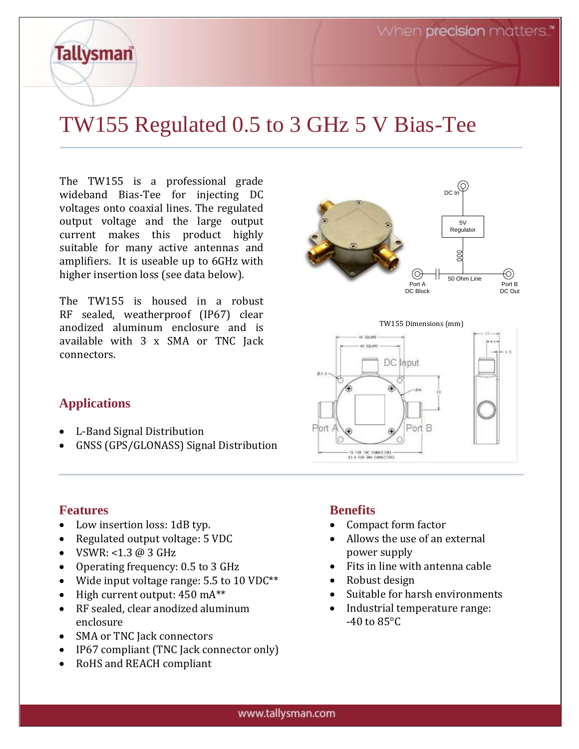# TW155 Regulated 0.5 to 3 GHz 5 V Bias-Tee

The TW155 is a professional grade wideband Bias-Tee for injecting DC voltages onto coaxial lines. The regulated output voltage and the large output current makes this product highly suitable for many active antennas and amplifiers. It is useable up to 6GHz with higher insertion loss (see data below).

The TW155 is housed in a robust RF sealed, weatherproof (IP67) clear anodized aluminum enclosure and is available with 3 x SMA or TNC Jack connectors.

TW155 Dimensions (mm)

## Applications

- L-Band Signal Distribution
- GNSS (GPS/GLONASS) Signal Distribution

## Features

- Low insertion loss: 1dB typ.
- Regulated output voltage: 5 VDC
- VSWR: <1.3 @ 3 GHz
- Operating frequency: 0.5 to 3 GHz
- Wide input voltage range: 5.5 to 10 VDC**
- High current output: 450 mA**
- RF sealed, clear anodized aluminum enclosure
- SMA or TNC Jack connectors
- IP67 compliant (TNC Jack connector only)
- RoHS and REACH compliant

## Benefits

- Compact form factor
- Allows the use of an external power supply
- Fits in line with antenna cable
- Robust design
- Suitable for harsh environments
- Industrial temperature range: -40 to 85°C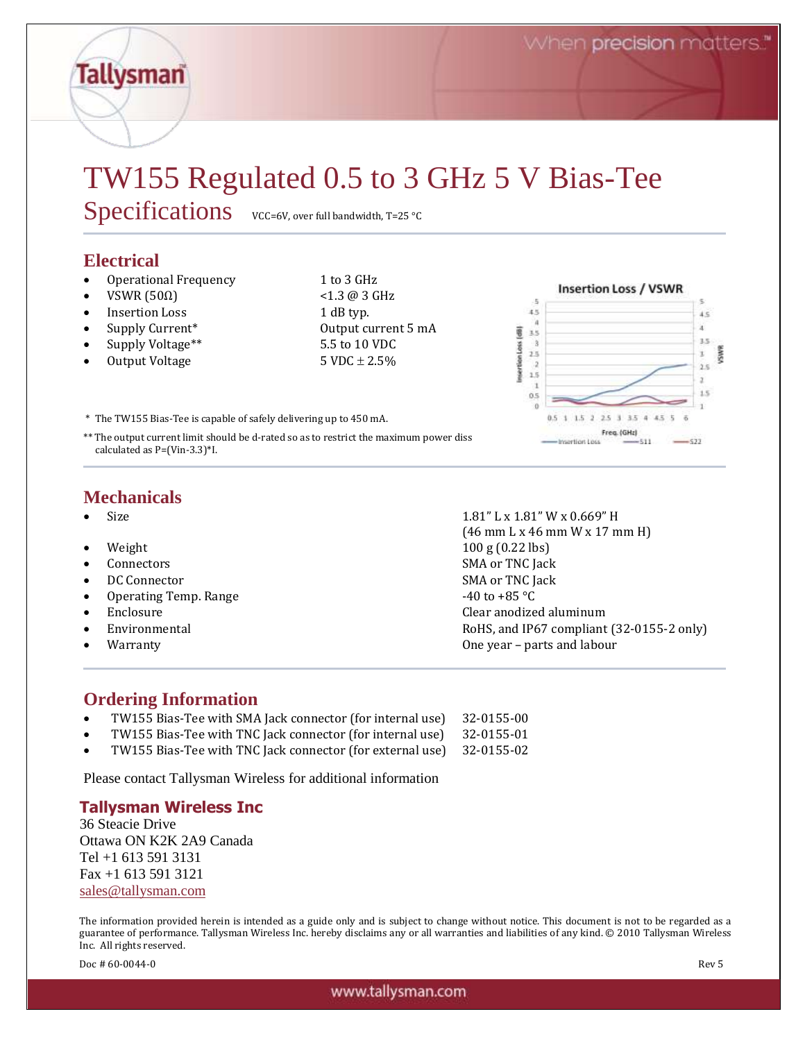# TW155 Regulated 0.5 to 3 GHz 5 V Bias-Tee

## Specifications

VCC=6V, over full bandwidth, T=25 °C

### Electrical

- Operational Frequency — 1 to 3 GHz
- VSWR (50Ω) — <1.3 @ 3 GHz
- Insertion Loss — 1 dB typ.
- Supply Current* — Output current 5 mA
- Supply Voltage** — 5.5 to 10 VDC
- Output Voltage — 5 VDC ± 2.5%

Insertion Loss / VSWR

Insertion Loss (dB)

VSWR

5
4.5
4
3.5
3
2.5
2
1.5
1
0.5
0

5
4.5
4
3.5
3
2.5
2
1.5
1

0.5 1 1.5 2 2.5 3 3.5 4 4.5 5 6

Freq. (GHz)

Insertion Loss S11 S22

\* The TW155 Bias-Tee is capable of safely delivering up to 450 mA.

** The output current limit should be d-rated so as to restrict the maximum power diss calculated as P=(Vin-3.3)*I.

### Mechanicals

- Size — 1.81" L x 1.81" W x 0.669" H (46 mm L x 46 mm W x 17 mm H)
- Weight — 100 g (0.22 lbs)
- Connectors — SMA or TNC Jack
- DC Connector — SMA or TNC Jack
- Operating Temp. Range — -40 to +85 °C
- Enclosure — Clear anodized aluminum
- Environmental — RoHS, and IP67 compliant (32-0155-2 only)
- Warranty — One year – parts and labour

### Ordering Information

- TW155 Bias-Tee with SMA Jack connector (for internal use) — 32-0155-00
- TW155 Bias-Tee with TNC Jack connector (for internal use) — 32-0155-01
- TW155 Bias-Tee with TNC Jack connector (for external use) — 32-0155-02

Please contact Tallysman Wireless for additional information

### Tallysman Wireless Inc

36 Steacie Drive
Ottawa ON K2K 2A9 Canada
Tel +1 613 591 3131
Fax +1 613 591 3121
sales@tallysman.com

The information provided herein is intended as a guide only and is subject to change without notice. This document is not to be regarded as a guarantee of performance. Tallysman Wireless Inc. hereby disclaims any or all warranties and liabilities of any kind. © 2010 Tallysman Wireless Inc. All rights reserved.

Doc # 60-0044-0 Rev 5